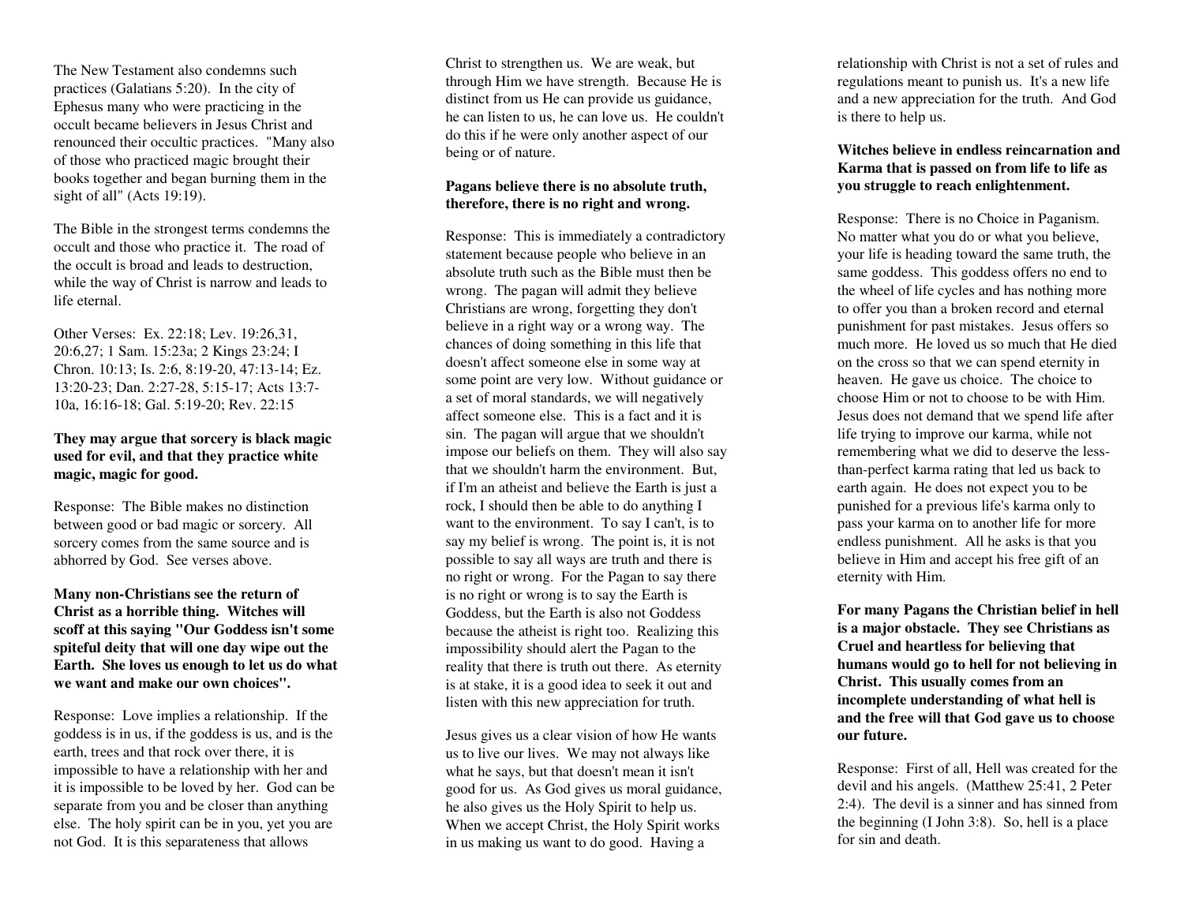The New Testament also condemns such practices (Galatians 5:20). In the city of Ephesus many who were practicing in the occult became believers in Jesus Christ and renounced their occultic practices. "Many also of those who practiced magic brought their books together and began burning them in the sight of all" (Acts 19:19).

The Bible in the strongest terms condemns the occult and those who practice it. The road of the occult is broad and leads to destruction, while the way of Christ is narrow and leads to life eternal.

Other Verses: Ex. 22:18; Lev. 19:26,31, 20:6,27; 1 Sam. 15:23a; 2 Kings 23:24; I Chron. 10:13; Is. 2:6, 8:19-20, 47:13-14; Ez. 13:20-23; Dan. 2:27-28, 5:15-17; Acts 13:7-10a, 16:16-18; Gal. 5:19-20; Rev. 22:15

**They may argue that sorcery is black magic used for evil, and that they practice white magic, magic for good.**

Response: The Bible makes no distinction between good or bad magic or sorcery. All sorcery comes from the same source and is abhorred by God. See verses above.

**Many non-Christians see the return of Christ as a horrible thing. Witches will scoff at this saying "Our Goddess isn't some spiteful deity that will one day wipe out the Earth. She loves us enough to let us do what we want and make our own choices".**

Response: Love implies a relationship. If the goddess is in us, if the goddess is us, and is the earth, trees and that rock over there, it is impossible to have a relationship with her and it is impossible to be loved by her. God can be separate from you and be closer than anything else. The holy spirit can be in you, yet you are not God. It is this separateness that allows Christ to strengthen us. We are weak, but through Him we have strength. Because He is distinct from us He can provide us guidance, he can listen to us, he can love us. He couldn't do this if he were only another aspect of our being or of nature.

**Pagans believe there is no absolute truth, therefore, there is no right and wrong.**

Response: This is immediately a contradictory statement because people who believe in an absolute truth such as the Bible must then be wrong. The pagan will admit they believe Christians are wrong, forgetting they don't believe in a right way or a wrong way. The chances of doing something in this life that doesn't affect someone else in some way at some point are very low. Without guidance or a set of moral standards, we will negatively affect someone else. This is a fact and it is sin. The pagan will argue that we shouldn't impose our beliefs on them. They will also say that we shouldn't harm the environment. But, if I'm an atheist and believe the Earth is just a rock, I should then be able to do anything I want to the environment. To say I can't, is to say my belief is wrong. The point is, it is not possible to say all ways are truth and there is no right or wrong. For the Pagan to say there is no right or wrong is to say the Earth is Goddess, but the Earth is also not Goddess because the atheist is right too. Realizing this impossibility should alert the Pagan to the reality that there is truth out there. As eternity is at stake, it is a good idea to seek it out and listen with this new appreciation for truth.

Jesus gives us a clear vision of how He wants us to live our lives. We may not always like what he says, but that doesn't mean it isn't good for us. As God gives us moral guidance, he also gives us the Holy Spirit to help us. When we accept Christ, the Holy Spirit works in us making us want to do good. Having a relationship with Christ is not a set of rules and regulations meant to punish us. It's a new life and a new appreciation for the truth. And God is there to help us.

**Witches believe in endless reincarnation and Karma that is passed on from life to life as you struggle to reach enlightenment.**

Response: There is no Choice in Paganism. No matter what you do or what you believe, your life is heading toward the same truth, the same goddess. This goddess offers no end to the wheel of life cycles and has nothing more to offer you than a broken record and eternal punishment for past mistakes. Jesus offers so much more. He loved us so much that He died on the cross so that we can spend eternity in heaven. He gave us choice. The choice to choose Him or not to choose to be with Him. Jesus does not demand that we spend life after life trying to improve our karma, while not remembering what we did to deserve the less-than-perfect karma rating that led us back to earth again. He does not expect you to be punished for a previous life's karma only to pass your karma on to another life for more endless punishment. All he asks is that you believe in Him and accept his free gift of an eternity with Him.

**For many Pagans the Christian belief in hell is a major obstacle. They see Christians as Cruel and heartless for believing that humans would go to hell for not believing in Christ. This usually comes from an incomplete understanding of what hell is and the free will that God gave us to choose our future.**

Response: First of all, Hell was created for the devil and his angels. (Matthew 25:41, 2 Peter 2:4). The devil is a sinner and has sinned from the beginning (I John 3:8). So, hell is a place for sin and death.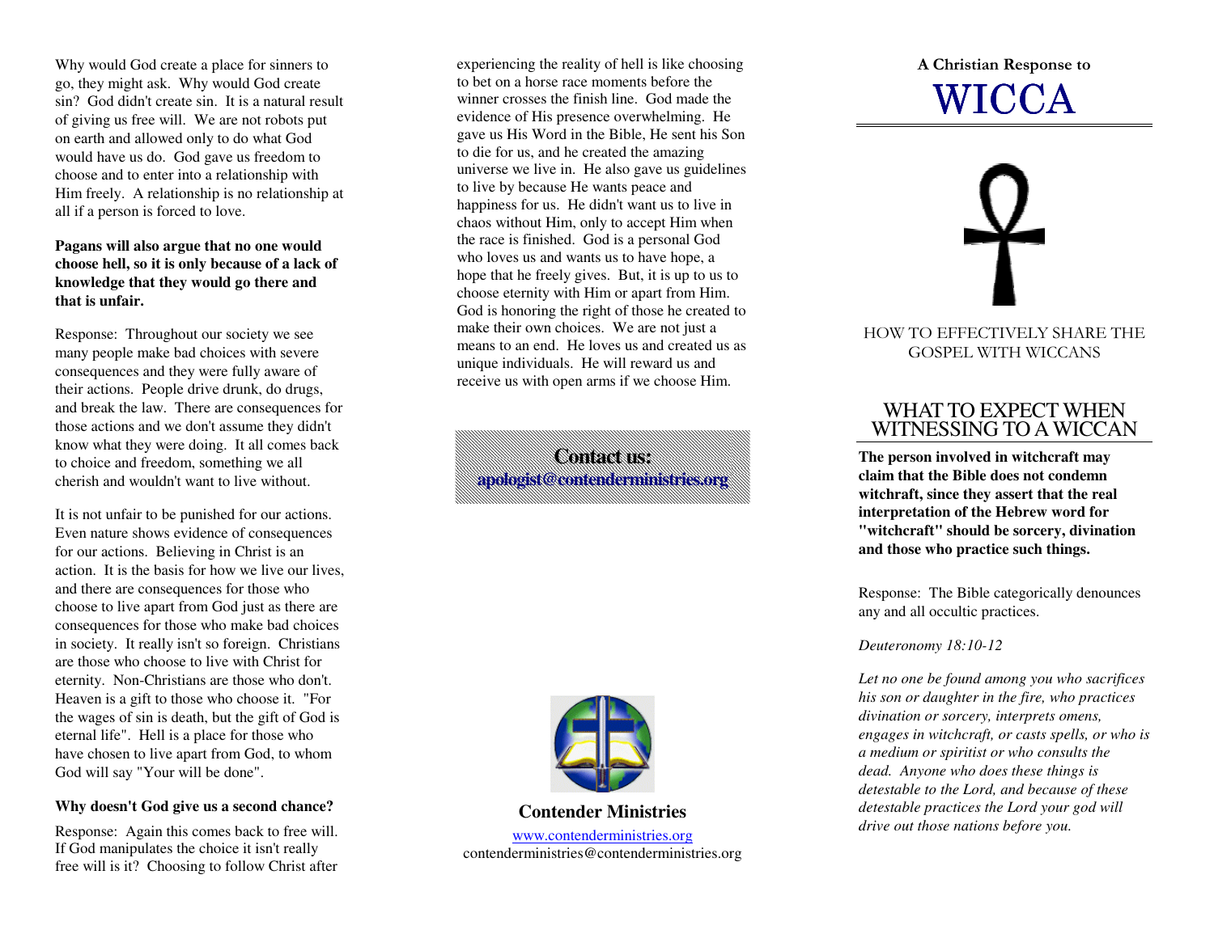Why would God create a place for sinners to go, they might ask. Why would God create sin? God didn't create sin. It is a natural result of giving us free will. We are not robots put on earth and allowed only to do what God would have us do. God gave us freedom to choose and to enter into a relationship with Him freely. A relationship is no relationship at all if a person is forced to love.

**Pagans will also argue that no one would choose hell, so it is only because of a lack of knowledge that they would go there and that is unfair.**

Response: Throughout our society we see many people make bad choices with severe consequences and they were fully aware of their actions. People drive drunk, do drugs, and break the law. There are consequences for those actions and we don't assume they didn't know what they were doing. It all comes back to choice and freedom, something we all cherish and wouldn't want to live without.

It is not unfair to be punished for our actions. Even nature shows evidence of consequences for our actions. Believing in Christ is an action. It is the basis for how we live our lives, and there are consequences for those who choose to live apart from God just as there are consequences for those who make bad choices in society. It really isn't so foreign. Christians are those who choose to live with Christ for eternity. Non-Christians are those who don't. Heaven is a gift to those who choose it. "For the wages of sin is death, but the gift of God is eternal life". Hell is a place for those who have chosen to live apart from God, to whom God will say "Your will be done".

**Why doesn't God give us a second chance?**

Response: Again this comes back to free will. If God manipulates the choice it isn't really free will is it? Choosing to follow Christ after experiencing the reality of hell is like choosing to bet on a horse race moments before the winner crosses the finish line. God made the evidence of His presence overwhelming. He gave us His Word in the Bible, He sent his Son to die for us, and he created the amazing universe we live in. He also gave us guidelines to live by because He wants peace and happiness for us. He didn't want us to live in chaos without Him, only to accept Him when the race is finished. God is a personal God who loves us and wants us to have hope, a hope that he freely gives. But, it is up to us to choose eternity with Him or apart from Him. God is honoring the right of those he created to make their own choices. We are not just a means to an end. He loves us and created us as unique individuals. He will reward us and receive us with open arms if we choose Him.

**Contact us:**
**apologist@contenderministries.org**

**Contender Ministries**

www.contenderministries.org
contenderministries@contenderministries.org

**A Christian Response to**

# WICCA

HOW TO EFFECTIVELY SHARE THE GOSPEL WITH WICCANS

## WHAT TO EXPECT WHEN WITNESSING TO A WICCAN

**The person involved in witchcraft may claim that the Bible does not condemn witchraft, since they assert that the real interpretation of the Hebrew word for "witchcraft" should be sorcery, divination and those who practice such things.**

Response: The Bible categorically denounces any and all occultic practices.

*Deuteronomy 18:10-12*

*Let no one be found among you who sacrifices his son or daughter in the fire, who practices divination or sorcery, interprets omens, engages in witchcraft, or casts spells, or who is a medium or spiritist or who consults the dead. Anyone who does these things is detestable to the Lord, and because of these detestable practices the Lord your god will drive out those nations before you.*